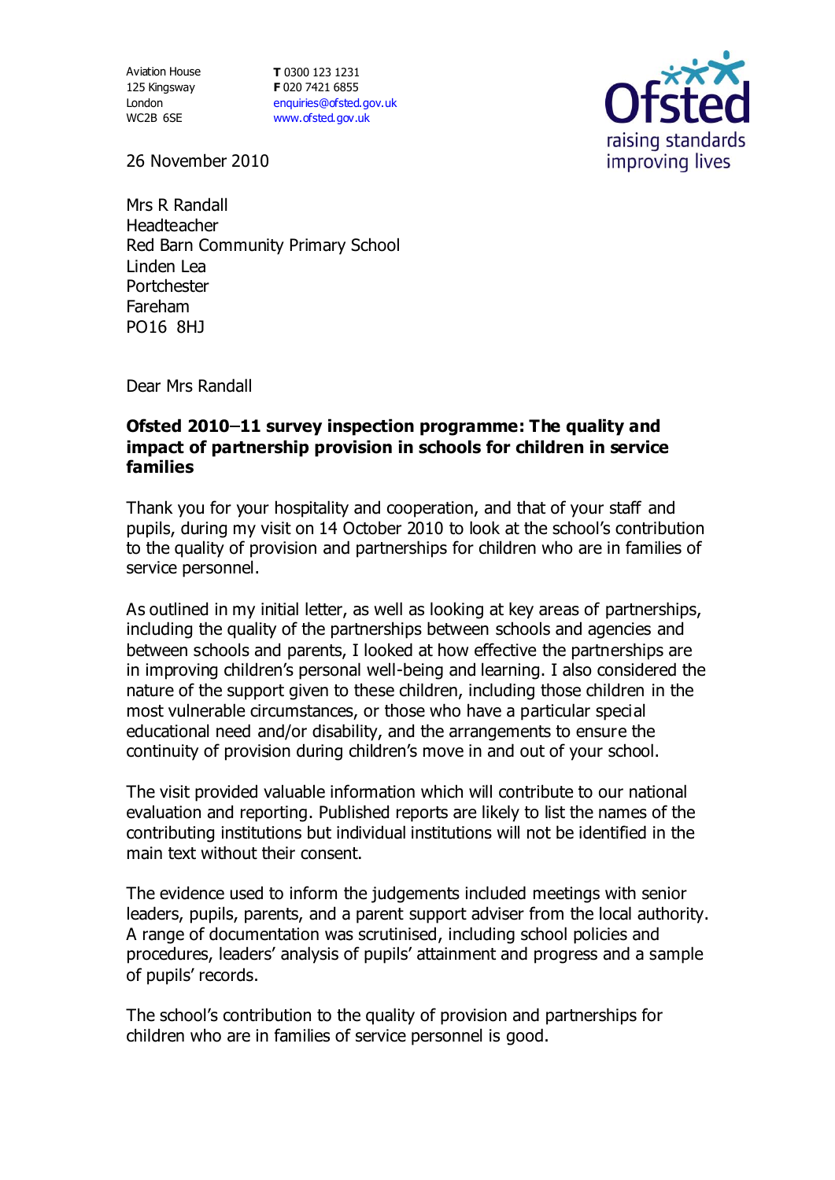Aviation House
125 Kingsway
London
WC2B 6SE

**T** 0300 123 1231
**F** 020 7421 6855
enquiries@ofsted.gov.uk
www.ofsted.gov.uk

Ofsted
raising standards
improving lives

26 November 2010

Mrs R Randall
Headteacher
Red Barn Community Primary School
Linden Lea
Portchester
Fareham
PO16 8HJ

Dear Mrs Randall

**Ofsted 2010–11 survey inspection programme: The quality and impact of partnership provision in schools for children in service families**

Thank you for your hospitality and cooperation, and that of your staff and pupils, during my visit on 14 October 2010 to look at the school's contribution to the quality of provision and partnerships for children who are in families of service personnel.

As outlined in my initial letter, as well as looking at key areas of partnerships, including the quality of the partnerships between schools and agencies and between schools and parents, I looked at how effective the partnerships are in improving children's personal well-being and learning. I also considered the nature of the support given to these children, including those children in the most vulnerable circumstances, or those who have a particular special educational need and/or disability, and the arrangements to ensure the continuity of provision during children's move in and out of your school.

The visit provided valuable information which will contribute to our national evaluation and reporting. Published reports are likely to list the names of the contributing institutions but individual institutions will not be identified in the main text without their consent.

The evidence used to inform the judgements included meetings with senior leaders, pupils, parents, and a parent support adviser from the local authority. A range of documentation was scrutinised, including school policies and procedures, leaders' analysis of pupils' attainment and progress and a sample of pupils' records.

The school's contribution to the quality of provision and partnerships for children who are in families of service personnel is good.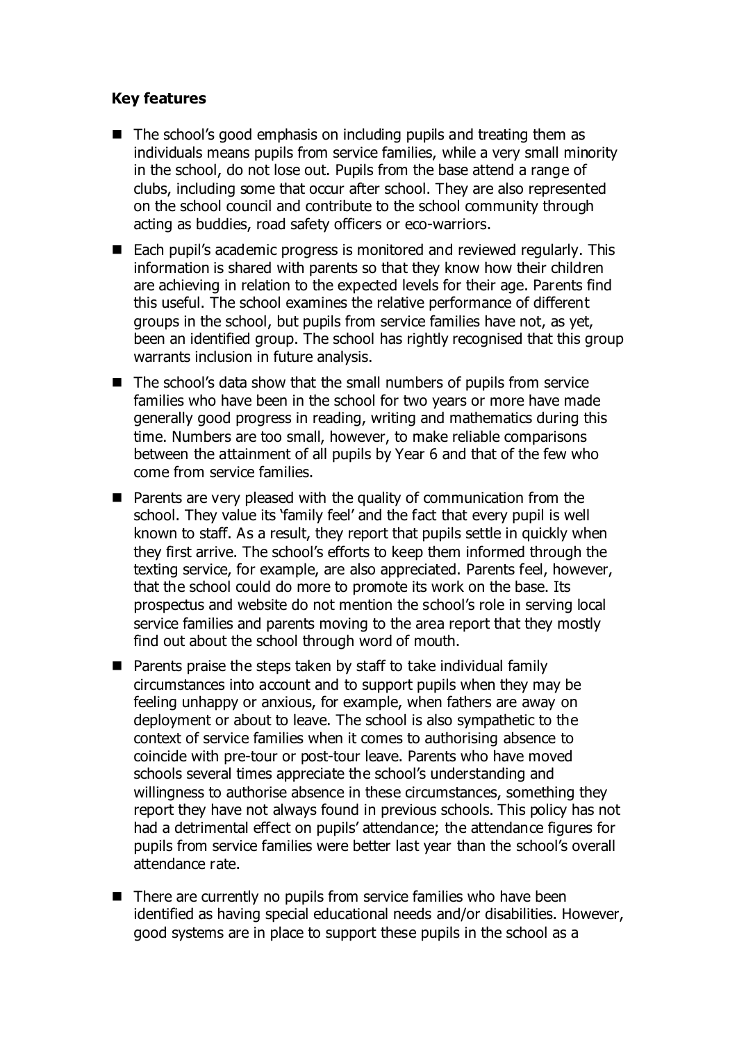**Key features**

- The school's good emphasis on including pupils and treating them as individuals means pupils from service families, while a very small minority in the school, do not lose out. Pupils from the base attend a range of clubs, including some that occur after school. They are also represented on the school council and contribute to the school community through acting as buddies, road safety officers or eco-warriors.
- Each pupil's academic progress is monitored and reviewed regularly. This information is shared with parents so that they know how their children are achieving in relation to the expected levels for their age. Parents find this useful. The school examines the relative performance of different groups in the school, but pupils from service families have not, as yet, been an identified group. The school has rightly recognised that this group warrants inclusion in future analysis.
- The school's data show that the small numbers of pupils from service families who have been in the school for two years or more have made generally good progress in reading, writing and mathematics during this time. Numbers are too small, however, to make reliable comparisons between the attainment of all pupils by Year 6 and that of the few who come from service families.
- Parents are very pleased with the quality of communication from the school. They value its 'family feel' and the fact that every pupil is well known to staff. As a result, they report that pupils settle in quickly when they first arrive. The school's efforts to keep them informed through the texting service, for example, are also appreciated. Parents feel, however, that the school could do more to promote its work on the base. Its prospectus and website do not mention the school's role in serving local service families and parents moving to the area report that they mostly find out about the school through word of mouth.
- Parents praise the steps taken by staff to take individual family circumstances into account and to support pupils when they may be feeling unhappy or anxious, for example, when fathers are away on deployment or about to leave. The school is also sympathetic to the context of service families when it comes to authorising absence to coincide with pre-tour or post-tour leave. Parents who have moved schools several times appreciate the school's understanding and willingness to authorise absence in these circumstances, something they report they have not always found in previous schools. This policy has not had a detrimental effect on pupils' attendance; the attendance figures for pupils from service families were better last year than the school's overall attendance rate.
- There are currently no pupils from service families who have been identified as having special educational needs and/or disabilities. However, good systems are in place to support these pupils in the school as a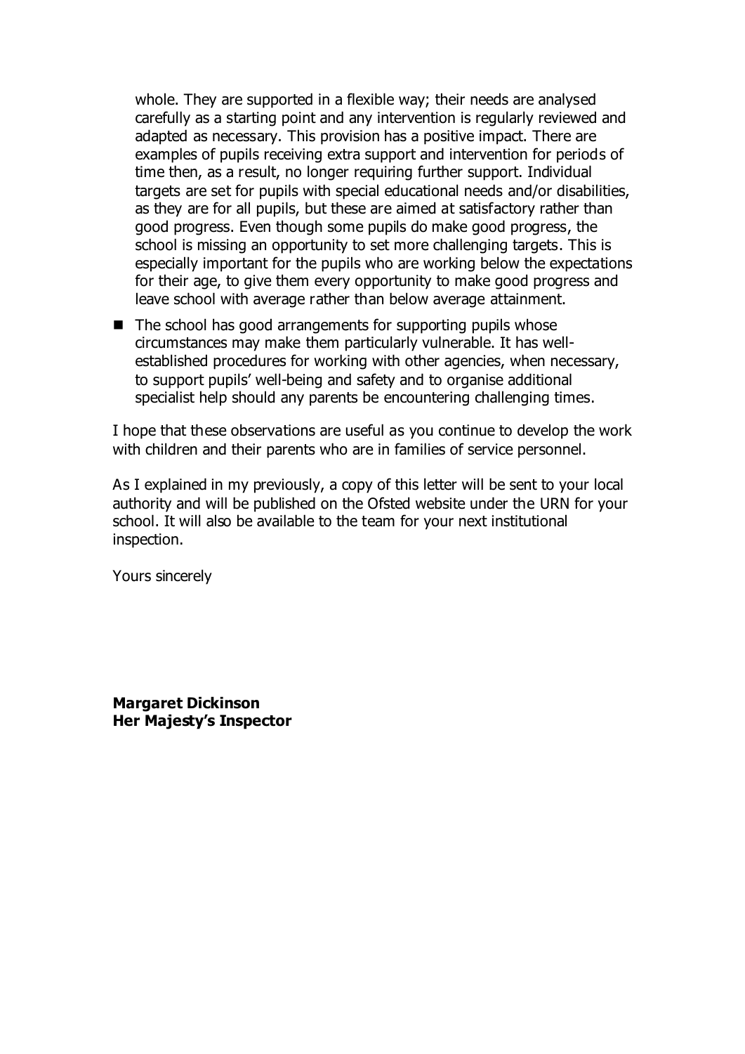whole. They are supported in a flexible way; their needs are analysed carefully as a starting point and any intervention is regularly reviewed and adapted as necessary. This provision has a positive impact. There are examples of pupils receiving extra support and intervention for periods of time then, as a result, no longer requiring further support. Individual targets are set for pupils with special educational needs and/or disabilities, as they are for all pupils, but these are aimed at satisfactory rather than good progress. Even though some pupils do make good progress, the school is missing an opportunity to set more challenging targets. This is especially important for the pupils who are working below the expectations for their age, to give them every opportunity to make good progress and leave school with average rather than below average attainment.

- The school has good arrangements for supporting pupils whose circumstances may make them particularly vulnerable. It has well-established procedures for working with other agencies, when necessary, to support pupils' well-being and safety and to organise additional specialist help should any parents be encountering challenging times.

I hope that these observations are useful as you continue to develop the work with children and their parents who are in families of service personnel.

As I explained in my previously, a copy of this letter will be sent to your local authority and will be published on the Ofsted website under the URN for your school. It will also be available to the team for your next institutional inspection.

Yours sincerely

**Margaret Dickinson**
**Her Majesty's Inspector**